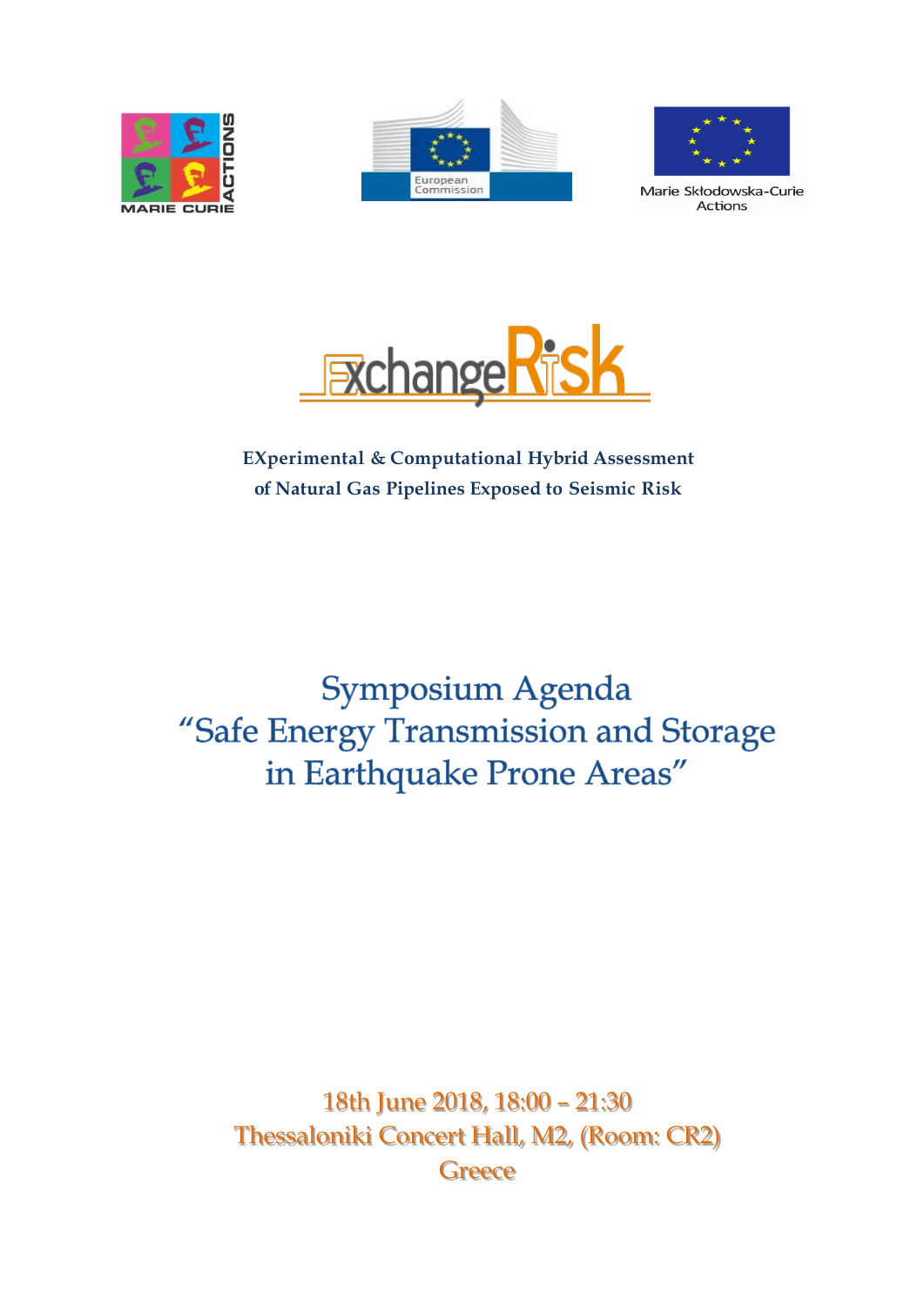MARIE CURIE ACTIONS

European Commission

Marie Skłodowska-Curie Actions

# ExchangeRisk

**EXperimental & Computational Hybrid Assessment of Natural Gas Pipelines Exposed to Seismic Risk**

# Symposium Agenda
# "Safe Energy Transmission and Storage in Earthquake Prone Areas"

18th June 2018, 18:00 – 21:30

Thessaloniki Concert Hall, M2, (Room: CR2)

Greece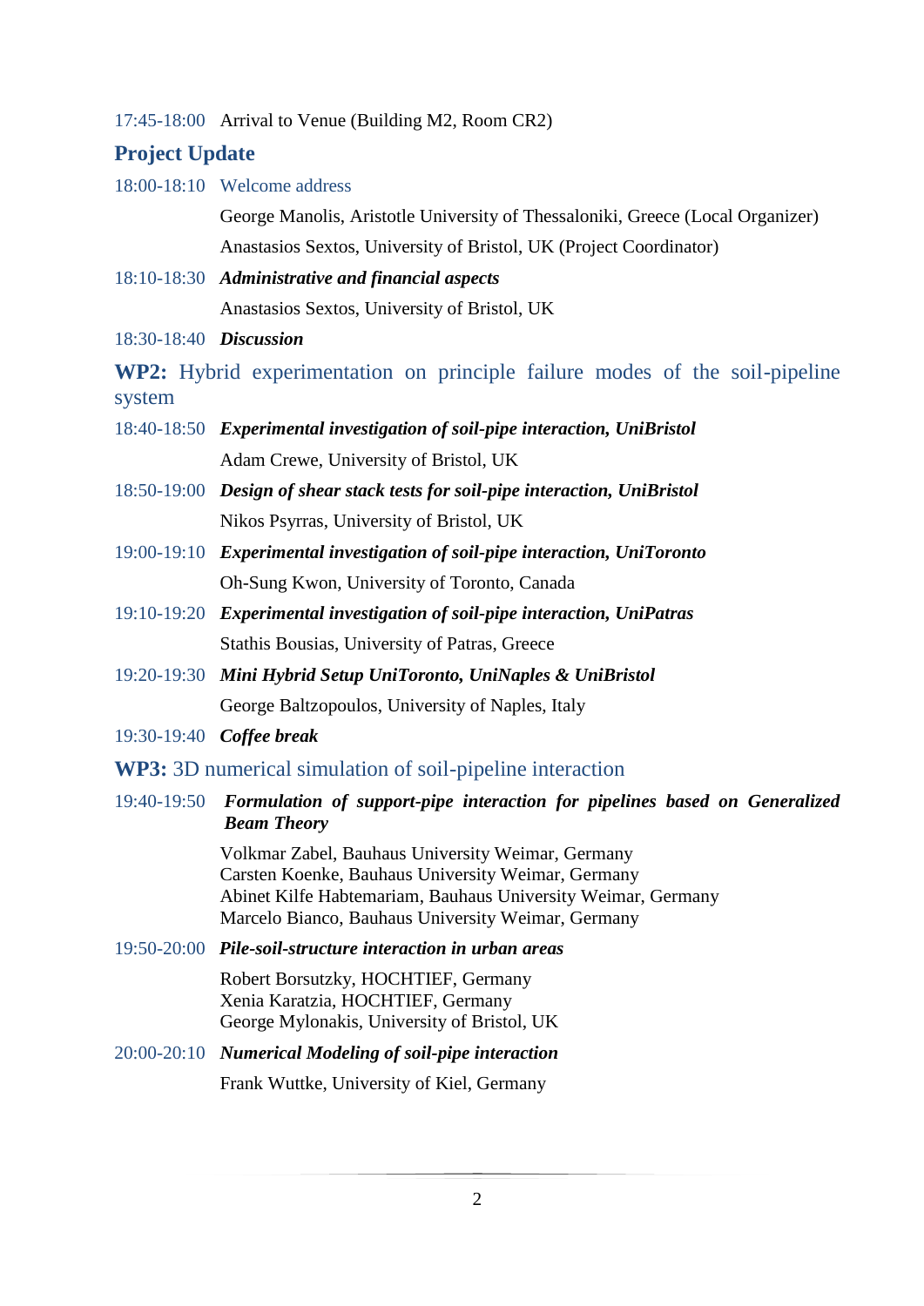17:45-18:00 Arrival to Venue (Building M2, Room CR2)

## Project Update

18:00-18:10 Welcome address

George Manolis, Aristotle University of Thessaloniki, Greece (Local Organizer)

Anastasios Sextos, University of Bristol, UK (Project Coordinator)

18:10-18:30 ***Administrative and financial aspects***

Anastasios Sextos, University of Bristol, UK

18:30-18:40 ***Discussion***

## **WP2:** Hybrid experimentation on principle failure modes of the soil-pipeline system

18:40-18:50 ***Experimental investigation of soil-pipe interaction, UniBristol***

Adam Crewe, University of Bristol, UK

18:50-19:00 ***Design of shear stack tests for soil-pipe interaction, UniBristol***

Nikos Psyrras, University of Bristol, UK

19:00-19:10 ***Experimental investigation of soil-pipe interaction, UniToronto***

Oh-Sung Kwon, University of Toronto, Canada

19:10-19:20 ***Experimental investigation of soil-pipe interaction, UniPatras***

Stathis Bousias, University of Patras, Greece

19:20-19:30 ***Mini Hybrid Setup UniToronto, UniNaples & UniBristol***

George Baltzopoulos, University of Naples, Italy

19:30-19:40 ***Coffee break***

## **WP3:** 3D numerical simulation of soil-pipeline interaction

19:40-19:50 ***Formulation of support-pipe interaction for pipelines based on Generalized Beam Theory***

Volkmar Zabel, Bauhaus University Weimar, Germany
Carsten Koenke, Bauhaus University Weimar, Germany
Abinet Kilfe Habtemariam, Bauhaus University Weimar, Germany
Marcelo Bianco, Bauhaus University Weimar, Germany

19:50-20:00 ***Pile-soil-structure interaction in urban areas***

Robert Borsutzky, HOCHTIEF, Germany
Xenia Karatzia, HOCHTIEF, Germany
George Mylonakis, University of Bristol, UK

20:00-20:10 ***Numerical Modeling of soil-pipe interaction***

Frank Wuttke, University of Kiel, Germany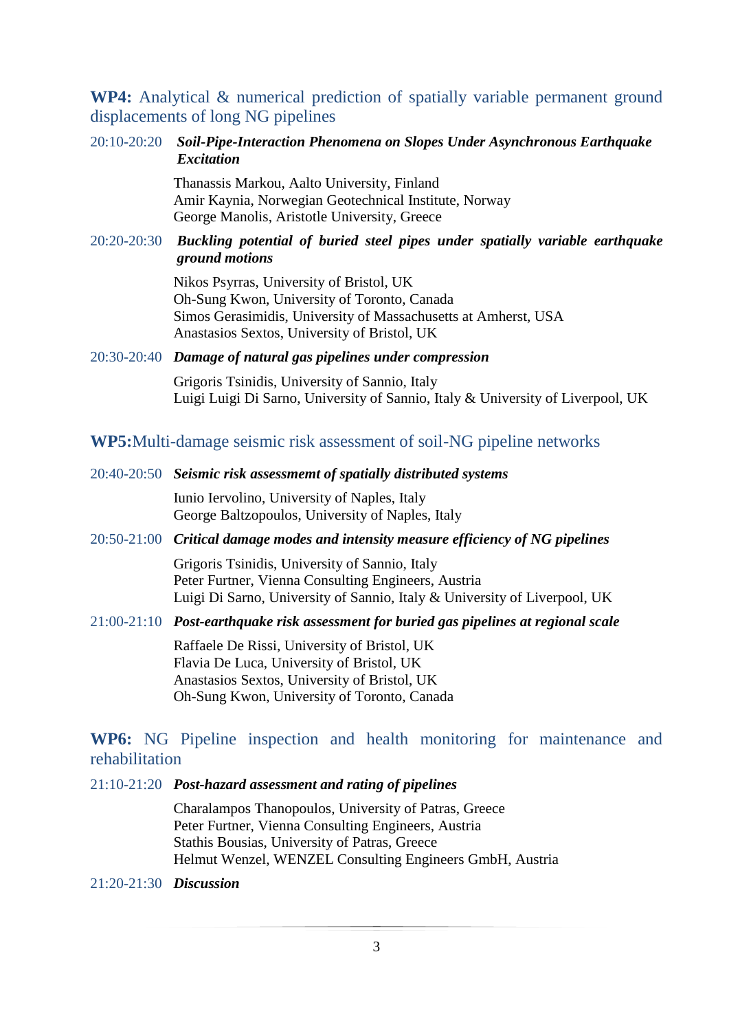## **WP4:** Analytical & numerical prediction of spatially variable permanent ground displacements of long NG pipelines

20:10-20:20 ***Soil-Pipe-Interaction Phenomena on Slopes Under Asynchronous Earthquake Excitation***

Thanassis Markou, Aalto University, Finland
Amir Kaynia, Norwegian Geotechnical Institute, Norway
George Manolis, Aristotle University, Greece

20:20-20:30 ***Buckling potential of buried steel pipes under spatially variable earthquake ground motions***

Nikos Psyrras, University of Bristol, UK
Oh-Sung Kwon, University of Toronto, Canada
Simos Gerasimidis, University of Massachusetts at Amherst, USA
Anastasios Sextos, University of Bristol, UK

20:30-20:40 ***Damage of natural gas pipelines under compression***

Grigoris Tsinidis, University of Sannio, Italy
Luigi Luigi Di Sarno, University of Sannio, Italy & University of Liverpool, UK

## **WP5:**Multi-damage seismic risk assessment of soil-NG pipeline networks

20:40-20:50 ***Seismic risk assessmemt of spatially distributed systems***

Iunio Iervolino, University of Naples, Italy
George Baltzopoulos, University of Naples, Italy

20:50-21:00 ***Critical damage modes and intensity measure efficiency of NG pipelines***

Grigoris Tsinidis, University of Sannio, Italy
Peter Furtner, Vienna Consulting Engineers, Austria
Luigi Di Sarno, University of Sannio, Italy & University of Liverpool, UK

21:00-21:10 ***Post-earthquake risk assessment for buried gas pipelines at regional scale***

Raffaele De Rissi, University of Bristol, UK
Flavia De Luca, University of Bristol, UK
Anastasios Sextos, University of Bristol, UK
Oh-Sung Kwon, University of Toronto, Canada

## **WP6:** NG Pipeline inspection and health monitoring for maintenance and rehabilitation

21:10-21:20 ***Post-hazard assessment and rating of pipelines***

Charalampos Thanopoulos, University of Patras, Greece
Peter Furtner, Vienna Consulting Engineers, Austria
Stathis Bousias, University of Patras, Greece
Helmut Wenzel, WENZEL Consulting Engineers GmbH, Austria

21:20-21:30 ***Discussion***